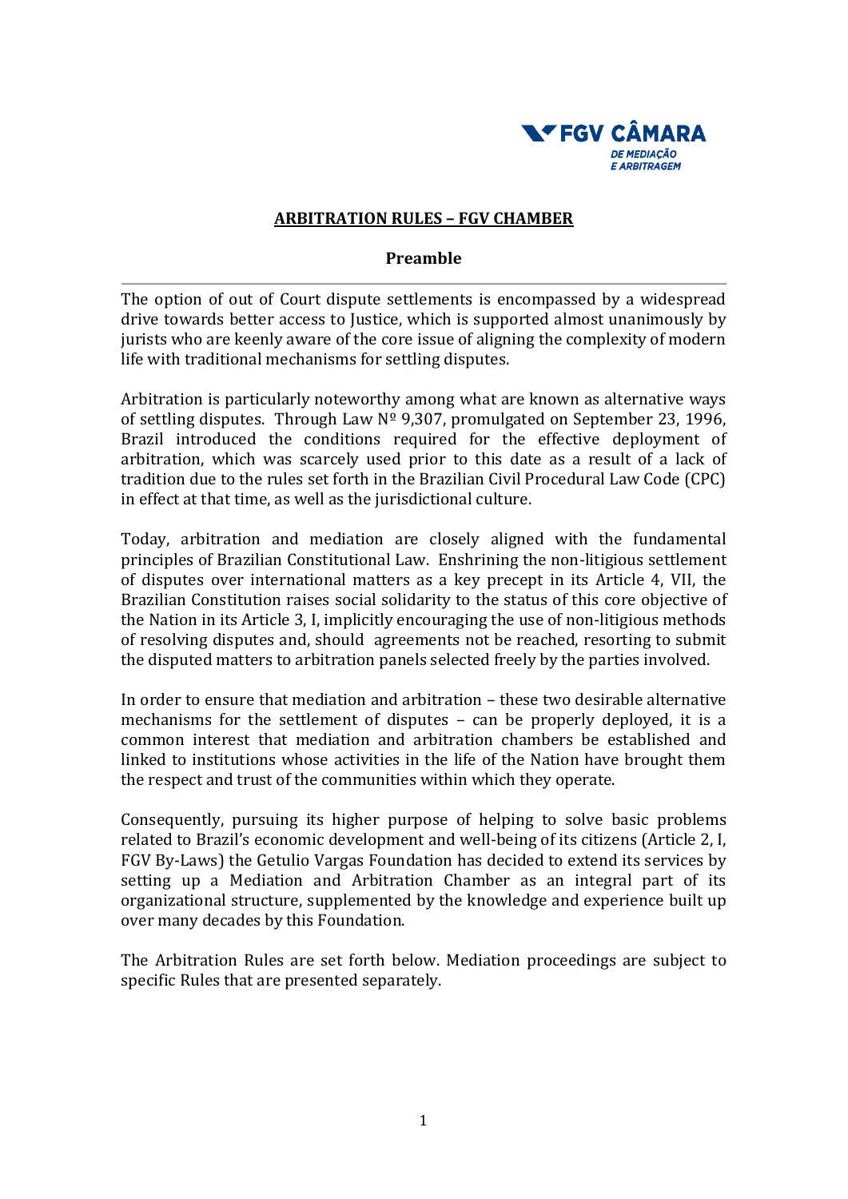FGV CÂMARA DE MEDIAÇÃO E ARBITRAGEM

# ARBITRATION RULES – FGV CHAMBER

## Preamble

The option of out of Court dispute settlements is encompassed by a widespread drive towards better access to Justice, which is supported almost unanimously by jurists who are keenly aware of the core issue of aligning the complexity of modern life with traditional mechanisms for settling disputes.

Arbitration is particularly noteworthy among what are known as alternative ways of settling disputes. Through Law Nº 9,307, promulgated on September 23, 1996, Brazil introduced the conditions required for the effective deployment of arbitration, which was scarcely used prior to this date as a result of a lack of tradition due to the rules set forth in the Brazilian Civil Procedural Law Code (CPC) in effect at that time, as well as the jurisdictional culture.

Today, arbitration and mediation are closely aligned with the fundamental principles of Brazilian Constitutional Law. Enshrining the non-litigious settlement of disputes over international matters as a key precept in its Article 4, VII, the Brazilian Constitution raises social solidarity to the status of this core objective of the Nation in its Article 3, I, implicitly encouraging the use of non-litigious methods of resolving disputes and, should agreements not be reached, resorting to submit the disputed matters to arbitration panels selected freely by the parties involved.

In order to ensure that mediation and arbitration – these two desirable alternative mechanisms for the settlement of disputes – can be properly deployed, it is a common interest that mediation and arbitration chambers be established and linked to institutions whose activities in the life of the Nation have brought them the respect and trust of the communities within which they operate.

Consequently, pursuing its higher purpose of helping to solve basic problems related to Brazil's economic development and well-being of its citizens (Article 2, I, FGV By-Laws) the Getulio Vargas Foundation has decided to extend its services by setting up a Mediation and Arbitration Chamber as an integral part of its organizational structure, supplemented by the knowledge and experience built up over many decades by this Foundation.

The Arbitration Rules are set forth below. Mediation proceedings are subject to specific Rules that are presented separately.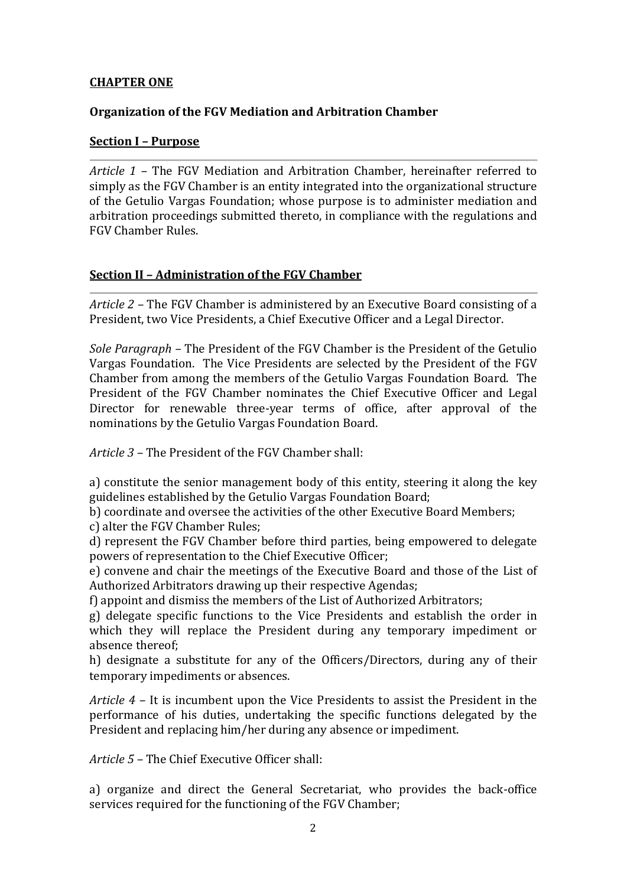## CHAPTER ONE

### Organization of the FGV Mediation and Arbitration Chamber

### Section I – Purpose

---

*Article 1* – The FGV Mediation and Arbitration Chamber, hereinafter referred to simply as the FGV Chamber is an entity integrated into the organizational structure of the Getulio Vargas Foundation; whose purpose is to administer mediation and arbitration proceedings submitted thereto, in compliance with the regulations and FGV Chamber Rules.

### Section II – Administration of the FGV Chamber

---

*Article 2* – The FGV Chamber is administered by an Executive Board consisting of a President, two Vice Presidents, a Chief Executive Officer and a Legal Director.

*Sole Paragraph* – The President of the FGV Chamber is the President of the Getulio Vargas Foundation. The Vice Presidents are selected by the President of the FGV Chamber from among the members of the Getulio Vargas Foundation Board. The President of the FGV Chamber nominates the Chief Executive Officer and Legal Director for renewable three-year terms of office, after approval of the nominations by the Getulio Vargas Foundation Board.

*Article 3* – The President of the FGV Chamber shall:

a) constitute the senior management body of this entity, steering it along the key guidelines established by the Getulio Vargas Foundation Board;
b) coordinate and oversee the activities of the other Executive Board Members;
c) alter the FGV Chamber Rules;
d) represent the FGV Chamber before third parties, being empowered to delegate powers of representation to the Chief Executive Officer;
e) convene and chair the meetings of the Executive Board and those of the List of Authorized Arbitrators drawing up their respective Agendas;
f) appoint and dismiss the members of the List of Authorized Arbitrators;
g) delegate specific functions to the Vice Presidents and establish the order in which they will replace the President during any temporary impediment or absence thereof;
h) designate a substitute for any of the Officers/Directors, during any of their temporary impediments or absences.

*Article 4* – It is incumbent upon the Vice Presidents to assist the President in the performance of his duties, undertaking the specific functions delegated by the President and replacing him/her during any absence or impediment.

*Article 5* – The Chief Executive Officer shall:

a) organize and direct the General Secretariat, who provides the back-office services required for the functioning of the FGV Chamber;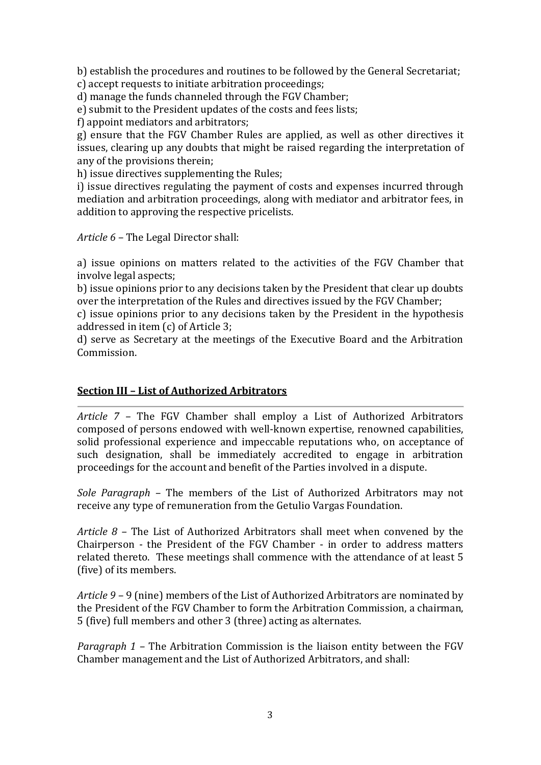b) establish the procedures and routines to be followed by the General Secretariat;
c) accept requests to initiate arbitration proceedings;
d) manage the funds channeled through the FGV Chamber;
e) submit to the President updates of the costs and fees lists;
f) appoint mediators and arbitrators;
g) ensure that the FGV Chamber Rules are applied, as well as other directives it issues, clearing up any doubts that might be raised regarding the interpretation of any of the provisions therein;
h) issue directives supplementing the Rules;
i) issue directives regulating the payment of costs and expenses incurred through mediation and arbitration proceedings, along with mediator and arbitrator fees, in addition to approving the respective pricelists.

*Article 6* – The Legal Director shall:

a) issue opinions on matters related to the activities of the FGV Chamber that involve legal aspects;
b) issue opinions prior to any decisions taken by the President that clear up doubts over the interpretation of the Rules and directives issued by the FGV Chamber;
c) issue opinions prior to any decisions taken by the President in the hypothesis addressed in item (c) of Article 3;
d) serve as Secretary at the meetings of the Executive Board and the Arbitration Commission.

## Section III – List of Authorized Arbitrators

*Article 7* – The FGV Chamber shall employ a List of Authorized Arbitrators composed of persons endowed with well-known expertise, renowned capabilities, solid professional experience and impeccable reputations who, on acceptance of such designation, shall be immediately accredited to engage in arbitration proceedings for the account and benefit of the Parties involved in a dispute.

*Sole Paragraph* – The members of the List of Authorized Arbitrators may not receive any type of remuneration from the Getulio Vargas Foundation.

*Article 8* – The List of Authorized Arbitrators shall meet when convened by the Chairperson - the President of the FGV Chamber - in order to address matters related thereto. These meetings shall commence with the attendance of at least 5 (five) of its members.

*Article 9* – 9 (nine) members of the List of Authorized Arbitrators are nominated by the President of the FGV Chamber to form the Arbitration Commission, a chairman, 5 (five) full members and other 3 (three) acting as alternates.

*Paragraph 1* – The Arbitration Commission is the liaison entity between the FGV Chamber management and the List of Authorized Arbitrators, and shall: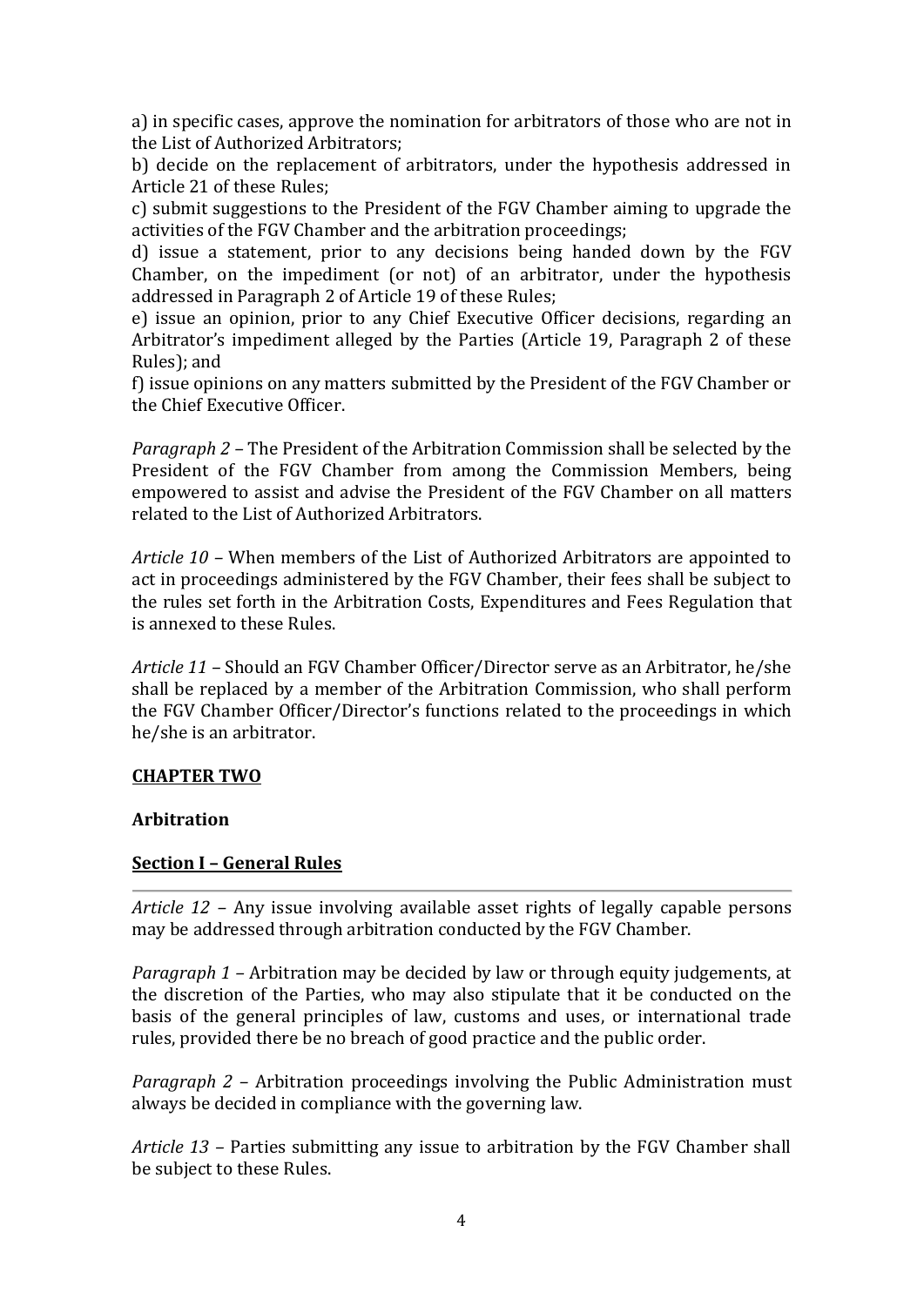a) in specific cases, approve the nomination for arbitrators of those who are not in the List of Authorized Arbitrators;

b) decide on the replacement of arbitrators, under the hypothesis addressed in Article 21 of these Rules;

c) submit suggestions to the President of the FGV Chamber aiming to upgrade the activities of the FGV Chamber and the arbitration proceedings;

d) issue a statement, prior to any decisions being handed down by the FGV Chamber, on the impediment (or not) of an arbitrator, under the hypothesis addressed in Paragraph 2 of Article 19 of these Rules;

e) issue an opinion, prior to any Chief Executive Officer decisions, regarding an Arbitrator's impediment alleged by the Parties (Article 19, Paragraph 2 of these Rules); and

f) issue opinions on any matters submitted by the President of the FGV Chamber or the Chief Executive Officer.

*Paragraph 2* – The President of the Arbitration Commission shall be selected by the President of the FGV Chamber from among the Commission Members, being empowered to assist and advise the President of the FGV Chamber on all matters related to the List of Authorized Arbitrators.

*Article 10* – When members of the List of Authorized Arbitrators are appointed to act in proceedings administered by the FGV Chamber, their fees shall be subject to the rules set forth in the Arbitration Costs, Expenditures and Fees Regulation that is annexed to these Rules.

*Article 11* – Should an FGV Chamber Officer/Director serve as an Arbitrator, he/she shall be replaced by a member of the Arbitration Commission, who shall perform the FGV Chamber Officer/Director's functions related to the proceedings in which he/she is an arbitrator.

## CHAPTER TWO

### Arbitration

### Section I – General Rules

*Article 12* – Any issue involving available asset rights of legally capable persons may be addressed through arbitration conducted by the FGV Chamber.

*Paragraph 1* – Arbitration may be decided by law or through equity judgements, at the discretion of the Parties, who may also stipulate that it be conducted on the basis of the general principles of law, customs and uses, or international trade rules, provided there be no breach of good practice and the public order.

*Paragraph 2* – Arbitration proceedings involving the Public Administration must always be decided in compliance with the governing law.

*Article 13* – Parties submitting any issue to arbitration by the FGV Chamber shall be subject to these Rules.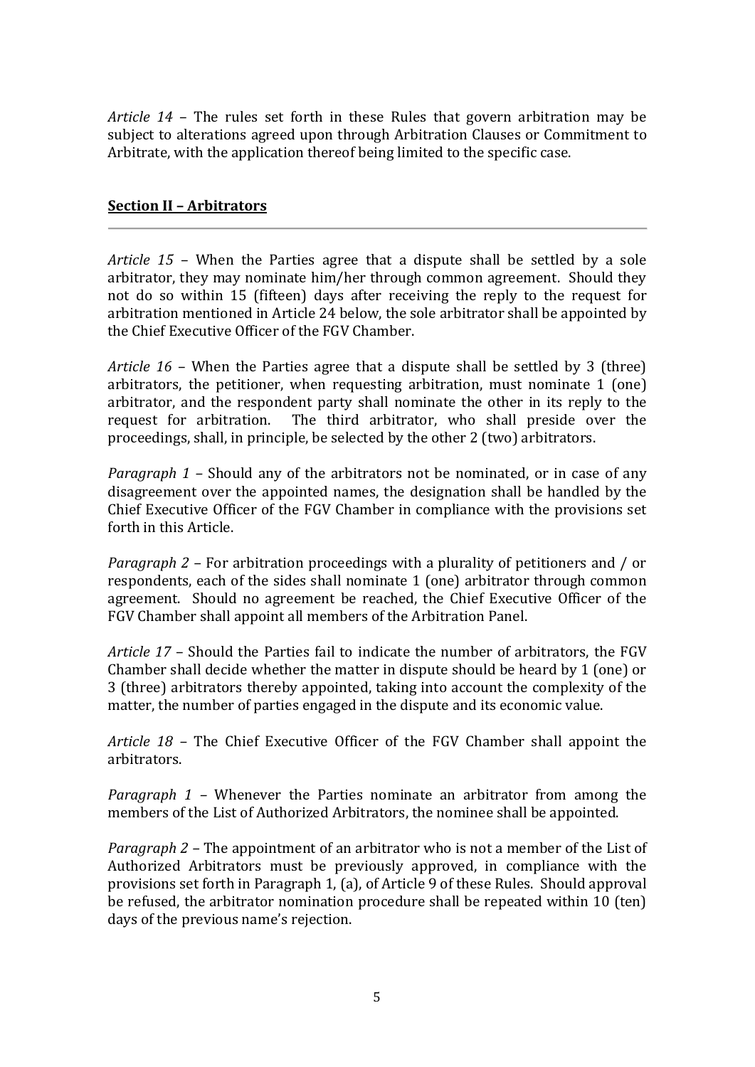*Article 14* – The rules set forth in these Rules that govern arbitration may be subject to alterations agreed upon through Arbitration Clauses or Commitment to Arbitrate, with the application thereof being limited to the specific case.

## Section II – Arbitrators

---

*Article 15* – When the Parties agree that a dispute shall be settled by a sole arbitrator, they may nominate him/her through common agreement. Should they not do so within 15 (fifteen) days after receiving the reply to the request for arbitration mentioned in Article 24 below, the sole arbitrator shall be appointed by the Chief Executive Officer of the FGV Chamber.

*Article 16* – When the Parties agree that a dispute shall be settled by 3 (three) arbitrators, the petitioner, when requesting arbitration, must nominate 1 (one) arbitrator, and the respondent party shall nominate the other in its reply to the request for arbitration. The third arbitrator, who shall preside over the proceedings, shall, in principle, be selected by the other 2 (two) arbitrators.

*Paragraph 1* – Should any of the arbitrators not be nominated, or in case of any disagreement over the appointed names, the designation shall be handled by the Chief Executive Officer of the FGV Chamber in compliance with the provisions set forth in this Article.

*Paragraph 2* – For arbitration proceedings with a plurality of petitioners and / or respondents, each of the sides shall nominate 1 (one) arbitrator through common agreement. Should no agreement be reached, the Chief Executive Officer of the FGV Chamber shall appoint all members of the Arbitration Panel.

*Article 17* – Should the Parties fail to indicate the number of arbitrators, the FGV Chamber shall decide whether the matter in dispute should be heard by 1 (one) or 3 (three) arbitrators thereby appointed, taking into account the complexity of the matter, the number of parties engaged in the dispute and its economic value.

*Article 18* – The Chief Executive Officer of the FGV Chamber shall appoint the arbitrators.

*Paragraph 1* – Whenever the Parties nominate an arbitrator from among the members of the List of Authorized Arbitrators, the nominee shall be appointed.

*Paragraph 2* – The appointment of an arbitrator who is not a member of the List of Authorized Arbitrators must be previously approved, in compliance with the provisions set forth in Paragraph 1, (a), of Article 9 of these Rules. Should approval be refused, the arbitrator nomination procedure shall be repeated within 10 (ten) days of the previous name's rejection.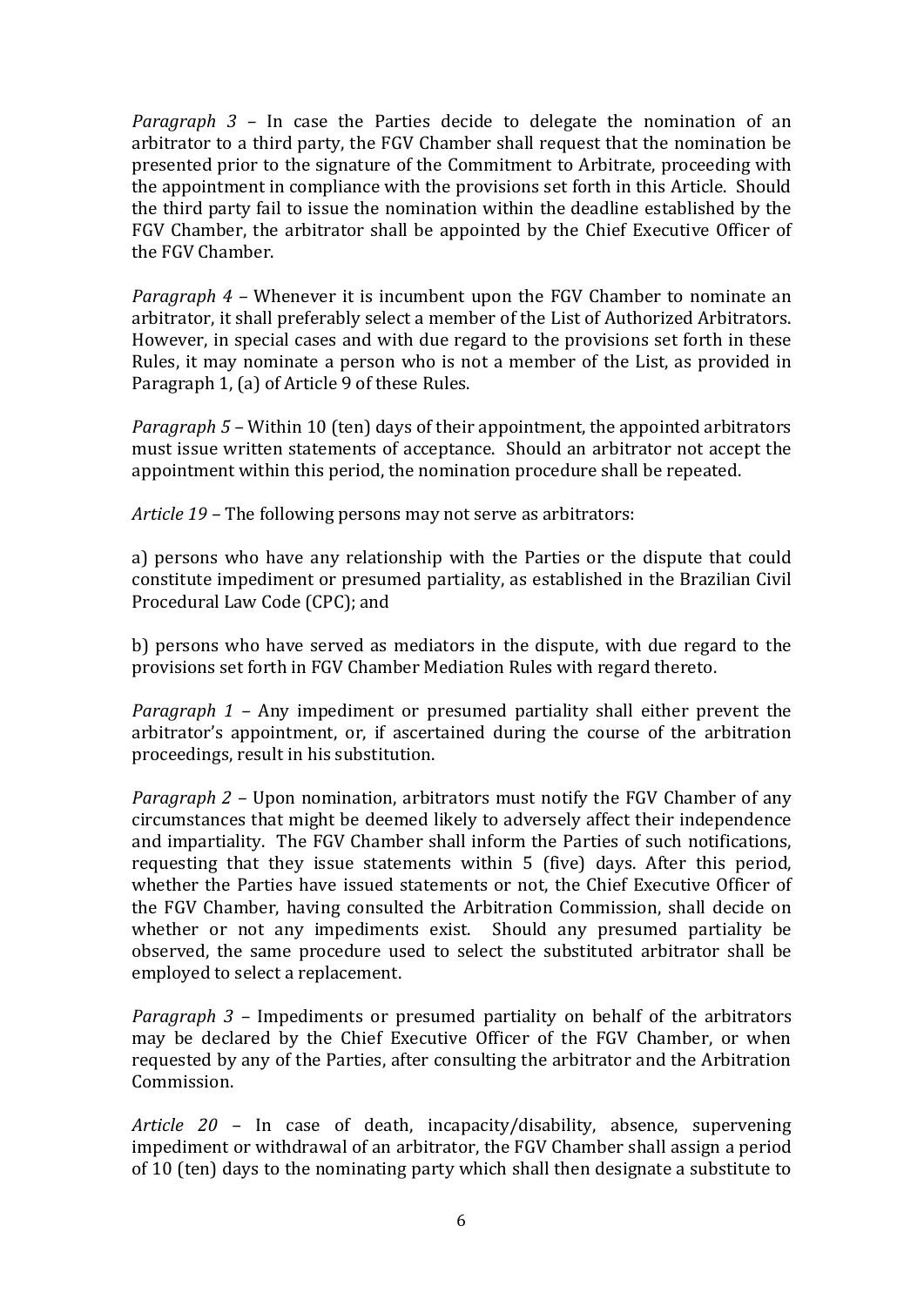*Paragraph 3* – In case the Parties decide to delegate the nomination of an arbitrator to a third party, the FGV Chamber shall request that the nomination be presented prior to the signature of the Commitment to Arbitrate, proceeding with the appointment in compliance with the provisions set forth in this Article. Should the third party fail to issue the nomination within the deadline established by the FGV Chamber, the arbitrator shall be appointed by the Chief Executive Officer of the FGV Chamber.

*Paragraph 4* – Whenever it is incumbent upon the FGV Chamber to nominate an arbitrator, it shall preferably select a member of the List of Authorized Arbitrators. However, in special cases and with due regard to the provisions set forth in these Rules, it may nominate a person who is not a member of the List, as provided in Paragraph 1, (a) of Article 9 of these Rules.

*Paragraph 5* – Within 10 (ten) days of their appointment, the appointed arbitrators must issue written statements of acceptance. Should an arbitrator not accept the appointment within this period, the nomination procedure shall be repeated.

*Article 19* – The following persons may not serve as arbitrators:

a) persons who have any relationship with the Parties or the dispute that could constitute impediment or presumed partiality, as established in the Brazilian Civil Procedural Law Code (CPC); and

b) persons who have served as mediators in the dispute, with due regard to the provisions set forth in FGV Chamber Mediation Rules with regard thereto.

*Paragraph 1* – Any impediment or presumed partiality shall either prevent the arbitrator's appointment, or, if ascertained during the course of the arbitration proceedings, result in his substitution.

*Paragraph 2* – Upon nomination, arbitrators must notify the FGV Chamber of any circumstances that might be deemed likely to adversely affect their independence and impartiality. The FGV Chamber shall inform the Parties of such notifications, requesting that they issue statements within 5 (five) days. After this period, whether the Parties have issued statements or not, the Chief Executive Officer of the FGV Chamber, having consulted the Arbitration Commission, shall decide on whether or not any impediments exist. Should any presumed partiality be observed, the same procedure used to select the substituted arbitrator shall be employed to select a replacement.

*Paragraph 3* – Impediments or presumed partiality on behalf of the arbitrators may be declared by the Chief Executive Officer of the FGV Chamber, or when requested by any of the Parties, after consulting the arbitrator and the Arbitration Commission.

*Article 20* – In case of death, incapacity/disability, absence, supervening impediment or withdrawal of an arbitrator, the FGV Chamber shall assign a period of 10 (ten) days to the nominating party which shall then designate a substitute to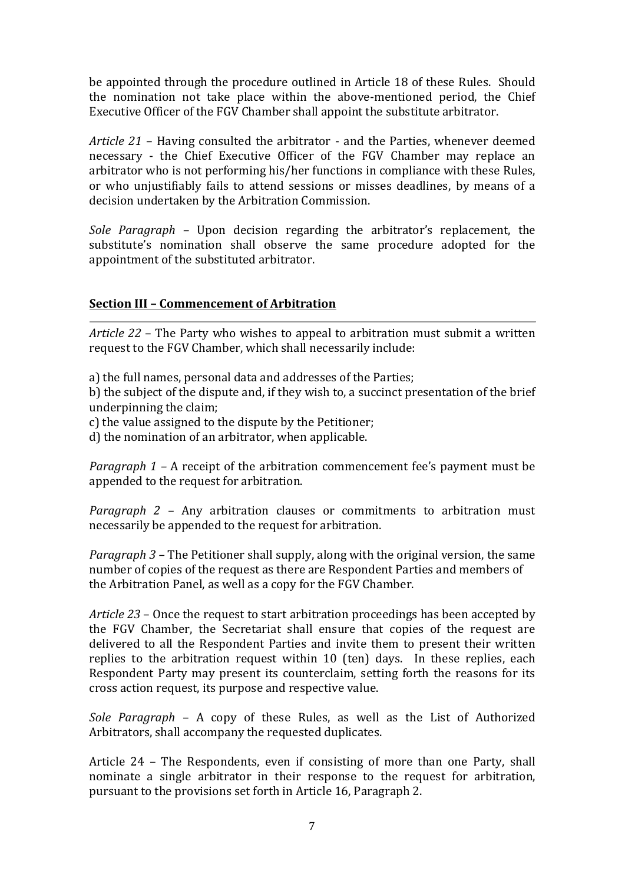be appointed through the procedure outlined in Article 18 of these Rules. Should the nomination not take place within the above-mentioned period, the Chief Executive Officer of the FGV Chamber shall appoint the substitute arbitrator.

*Article 21* – Having consulted the arbitrator - and the Parties, whenever deemed necessary - the Chief Executive Officer of the FGV Chamber may replace an arbitrator who is not performing his/her functions in compliance with these Rules, or who unjustifiably fails to attend sessions or misses deadlines, by means of a decision undertaken by the Arbitration Commission.

*Sole Paragraph* – Upon decision regarding the arbitrator's replacement, the substitute's nomination shall observe the same procedure adopted for the appointment of the substituted arbitrator.

## Section III – Commencement of Arbitration

*Article 22* – The Party who wishes to appeal to arbitration must submit a written request to the FGV Chamber, which shall necessarily include:

a) the full names, personal data and addresses of the Parties;
b) the subject of the dispute and, if they wish to, a succinct presentation of the brief underpinning the claim;
c) the value assigned to the dispute by the Petitioner;
d) the nomination of an arbitrator, when applicable.

*Paragraph 1* – A receipt of the arbitration commencement fee's payment must be appended to the request for arbitration.

*Paragraph 2* – Any arbitration clauses or commitments to arbitration must necessarily be appended to the request for arbitration.

*Paragraph 3* – The Petitioner shall supply, along with the original version, the same number of copies of the request as there are Respondent Parties and members of the Arbitration Panel, as well as a copy for the FGV Chamber.

*Article 23* – Once the request to start arbitration proceedings has been accepted by the FGV Chamber, the Secretariat shall ensure that copies of the request are delivered to all the Respondent Parties and invite them to present their written replies to the arbitration request within 10 (ten) days. In these replies, each Respondent Party may present its counterclaim, setting forth the reasons for its cross action request, its purpose and respective value.

*Sole Paragraph* – A copy of these Rules, as well as the List of Authorized Arbitrators, shall accompany the requested duplicates.

Article 24 – The Respondents, even if consisting of more than one Party, shall nominate a single arbitrator in their response to the request for arbitration, pursuant to the provisions set forth in Article 16, Paragraph 2.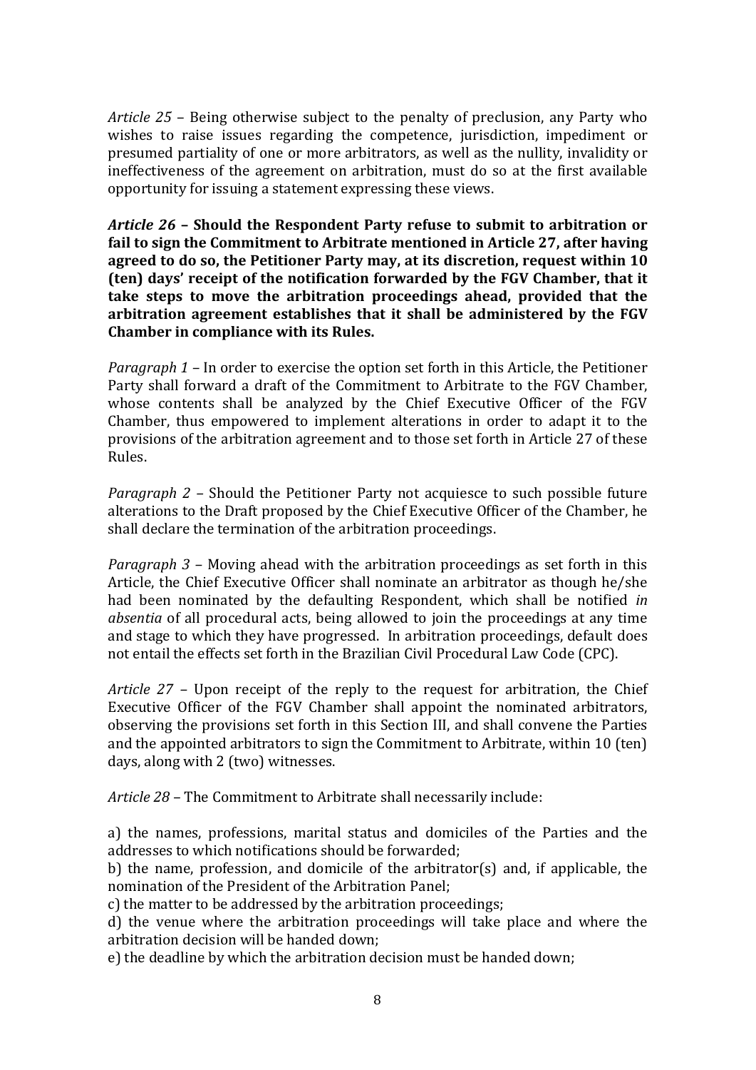*Article 25* – Being otherwise subject to the penalty of preclusion, any Party who wishes to raise issues regarding the competence, jurisdiction, impediment or presumed partiality of one or more arbitrators, as well as the nullity, invalidity or ineffectiveness of the agreement on arbitration, must do so at the first available opportunity for issuing a statement expressing these views.

***Article 26* – Should the Respondent Party refuse to submit to arbitration or fail to sign the Commitment to Arbitrate mentioned in Article 27, after having agreed to do so, the Petitioner Party may, at its discretion, request within 10 (ten) days' receipt of the notification forwarded by the FGV Chamber, that it take steps to move the arbitration proceedings ahead, provided that the arbitration agreement establishes that it shall be administered by the FGV Chamber in compliance with its Rules.**

*Paragraph 1* – In order to exercise the option set forth in this Article, the Petitioner Party shall forward a draft of the Commitment to Arbitrate to the FGV Chamber, whose contents shall be analyzed by the Chief Executive Officer of the FGV Chamber, thus empowered to implement alterations in order to adapt it to the provisions of the arbitration agreement and to those set forth in Article 27 of these Rules.

*Paragraph 2* – Should the Petitioner Party not acquiesce to such possible future alterations to the Draft proposed by the Chief Executive Officer of the Chamber, he shall declare the termination of the arbitration proceedings.

*Paragraph 3* – Moving ahead with the arbitration proceedings as set forth in this Article, the Chief Executive Officer shall nominate an arbitrator as though he/she had been nominated by the defaulting Respondent, which shall be notified *in absentia* of all procedural acts, being allowed to join the proceedings at any time and stage to which they have progressed. In arbitration proceedings, default does not entail the effects set forth in the Brazilian Civil Procedural Law Code (CPC).

*Article 27* – Upon receipt of the reply to the request for arbitration, the Chief Executive Officer of the FGV Chamber shall appoint the nominated arbitrators, observing the provisions set forth in this Section III, and shall convene the Parties and the appointed arbitrators to sign the Commitment to Arbitrate, within 10 (ten) days, along with 2 (two) witnesses.

*Article 28* – The Commitment to Arbitrate shall necessarily include:

a) the names, professions, marital status and domiciles of the Parties and the addresses to which notifications should be forwarded;
b) the name, profession, and domicile of the arbitrator(s) and, if applicable, the nomination of the President of the Arbitration Panel;
c) the matter to be addressed by the arbitration proceedings;
d) the venue where the arbitration proceedings will take place and where the arbitration decision will be handed down;
e) the deadline by which the arbitration decision must be handed down;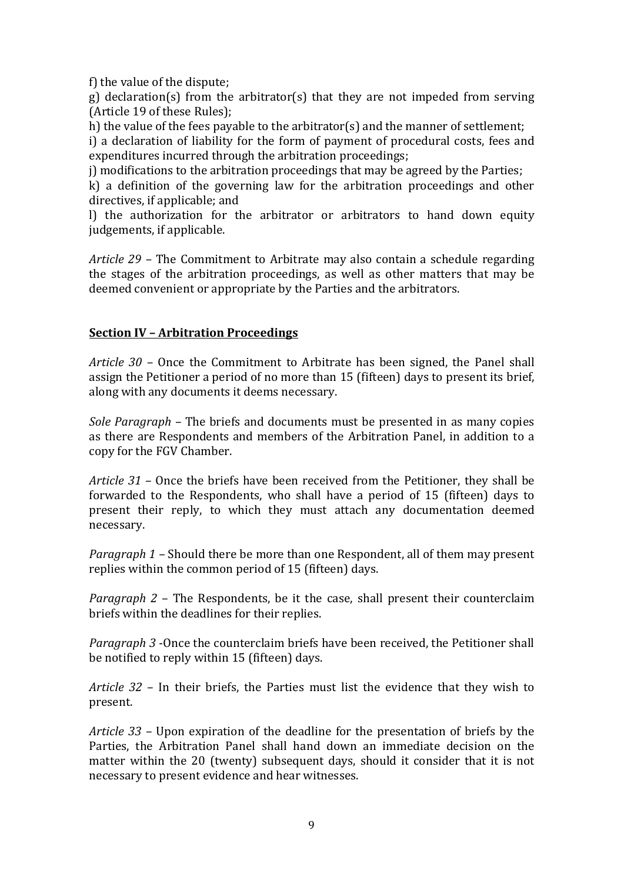f) the value of the dispute;

g) declaration(s) from the arbitrator(s) that they are not impeded from serving (Article 19 of these Rules);

h) the value of the fees payable to the arbitrator(s) and the manner of settlement;

i) a declaration of liability for the form of payment of procedural costs, fees and expenditures incurred through the arbitration proceedings;

j) modifications to the arbitration proceedings that may be agreed by the Parties;

k) a definition of the governing law for the arbitration proceedings and other directives, if applicable; and

l) the authorization for the arbitrator or arbitrators to hand down equity judgements, if applicable.

*Article 29* – The Commitment to Arbitrate may also contain a schedule regarding the stages of the arbitration proceedings, as well as other matters that may be deemed convenient or appropriate by the Parties and the arbitrators.

## **Section IV – Arbitration Proceedings**

*Article 30* – Once the Commitment to Arbitrate has been signed, the Panel shall assign the Petitioner a period of no more than 15 (fifteen) days to present its brief, along with any documents it deems necessary.

*Sole Paragraph* – The briefs and documents must be presented in as many copies as there are Respondents and members of the Arbitration Panel, in addition to a copy for the FGV Chamber.

*Article 31* – Once the briefs have been received from the Petitioner, they shall be forwarded to the Respondents, who shall have a period of 15 (fifteen) days to present their reply, to which they must attach any documentation deemed necessary.

*Paragraph 1* – Should there be more than one Respondent, all of them may present replies within the common period of 15 (fifteen) days.

*Paragraph 2* – The Respondents, be it the case, shall present their counterclaim briefs within the deadlines for their replies.

*Paragraph 3* -Once the counterclaim briefs have been received, the Petitioner shall be notified to reply within 15 (fifteen) days.

*Article 32* – In their briefs, the Parties must list the evidence that they wish to present.

*Article 33* – Upon expiration of the deadline for the presentation of briefs by the Parties, the Arbitration Panel shall hand down an immediate decision on the matter within the 20 (twenty) subsequent days, should it consider that it is not necessary to present evidence and hear witnesses.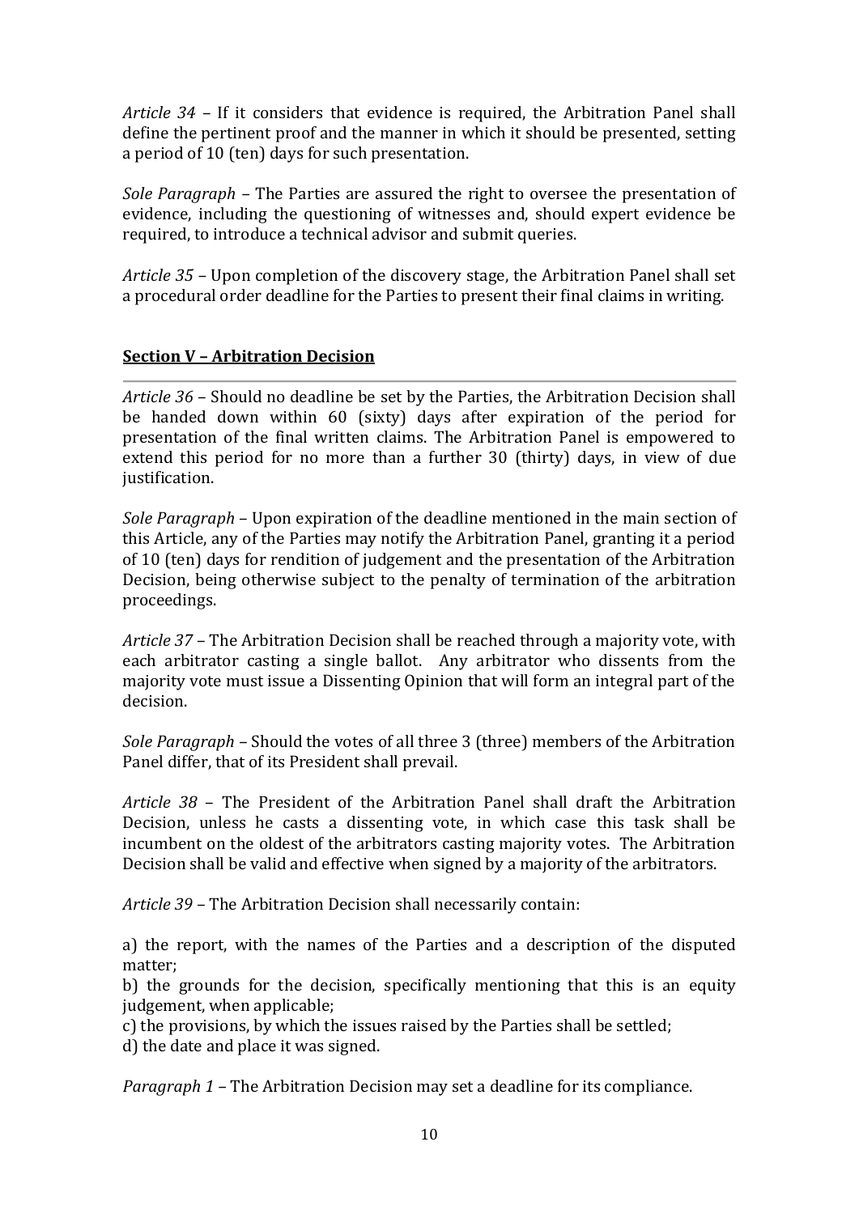*Article 34* – If it considers that evidence is required, the Arbitration Panel shall define the pertinent proof and the manner in which it should be presented, setting a period of 10 (ten) days for such presentation.

*Sole Paragraph* – The Parties are assured the right to oversee the presentation of evidence, including the questioning of witnesses and, should expert evidence be required, to introduce a technical advisor and submit queries.

*Article 35* – Upon completion of the discovery stage, the Arbitration Panel shall set a procedural order deadline for the Parties to present their final claims in writing.

## Section V – Arbitration Decision

*Article 36* – Should no deadline be set by the Parties, the Arbitration Decision shall be handed down within 60 (sixty) days after expiration of the period for presentation of the final written claims. The Arbitration Panel is empowered to extend this period for no more than a further 30 (thirty) days, in view of due justification.

*Sole Paragraph* – Upon expiration of the deadline mentioned in the main section of this Article, any of the Parties may notify the Arbitration Panel, granting it a period of 10 (ten) days for rendition of judgement and the presentation of the Arbitration Decision, being otherwise subject to the penalty of termination of the arbitration proceedings.

*Article 37* – The Arbitration Decision shall be reached through a majority vote, with each arbitrator casting a single ballot. Any arbitrator who dissents from the majority vote must issue a Dissenting Opinion that will form an integral part of the decision.

*Sole Paragraph* – Should the votes of all three 3 (three) members of the Arbitration Panel differ, that of its President shall prevail.

*Article 38* – The President of the Arbitration Panel shall draft the Arbitration Decision, unless he casts a dissenting vote, in which case this task shall be incumbent on the oldest of the arbitrators casting majority votes. The Arbitration Decision shall be valid and effective when signed by a majority of the arbitrators.

*Article 39* – The Arbitration Decision shall necessarily contain:

a) the report, with the names of the Parties and a description of the disputed matter;
b) the grounds for the decision, specifically mentioning that this is an equity judgement, when applicable;
c) the provisions, by which the issues raised by the Parties shall be settled;
d) the date and place it was signed.

*Paragraph 1* – The Arbitration Decision may set a deadline for its compliance.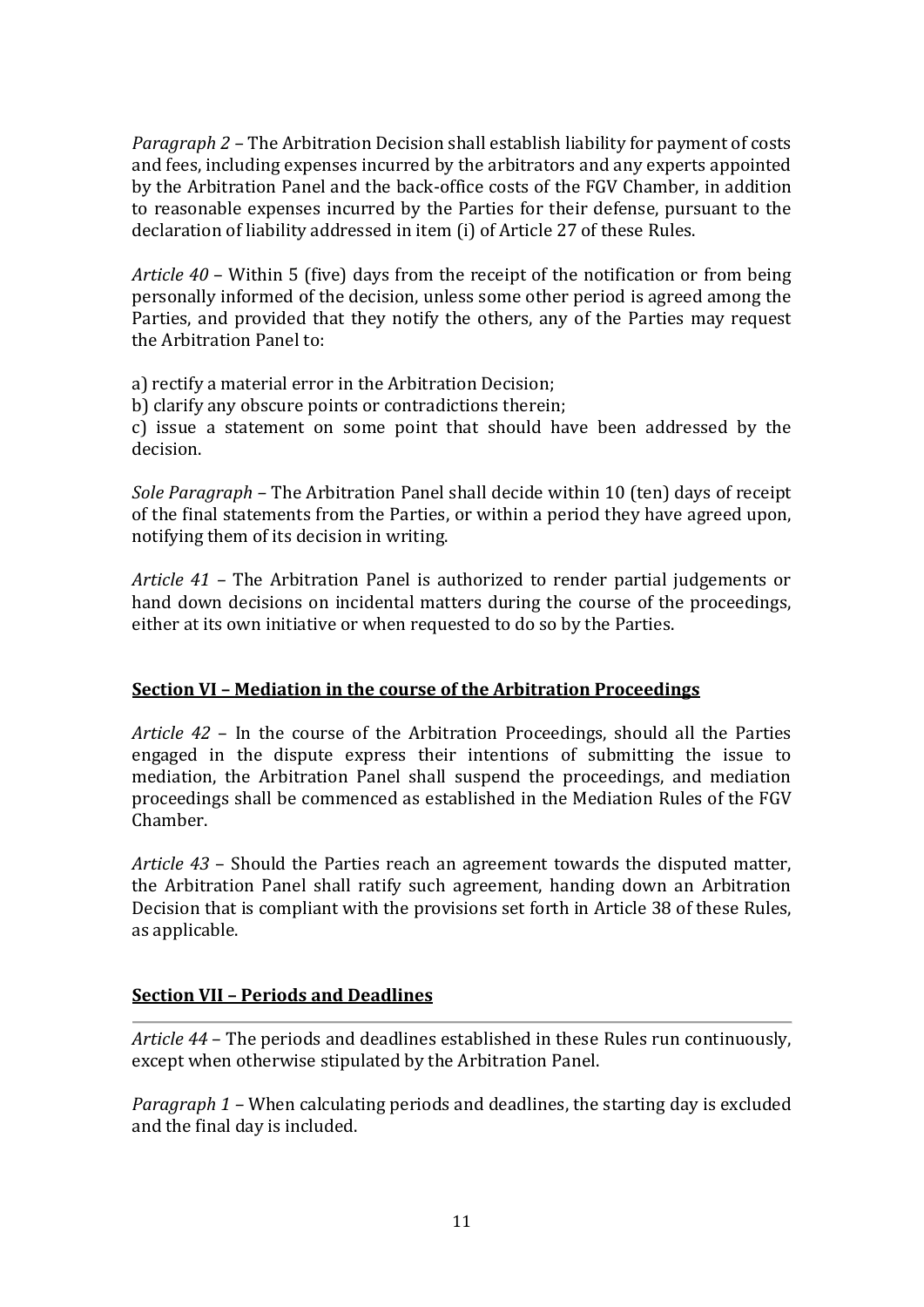*Paragraph 2* – The Arbitration Decision shall establish liability for payment of costs and fees, including expenses incurred by the arbitrators and any experts appointed by the Arbitration Panel and the back-office costs of the FGV Chamber, in addition to reasonable expenses incurred by the Parties for their defense, pursuant to the declaration of liability addressed in item (i) of Article 27 of these Rules.

*Article 40* – Within 5 (five) days from the receipt of the notification or from being personally informed of the decision, unless some other period is agreed among the Parties, and provided that they notify the others, any of the Parties may request the Arbitration Panel to:

a) rectify a material error in the Arbitration Decision;
b) clarify any obscure points or contradictions therein;
c) issue a statement on some point that should have been addressed by the decision.

*Sole Paragraph* – The Arbitration Panel shall decide within 10 (ten) days of receipt of the final statements from the Parties, or within a period they have agreed upon, notifying them of its decision in writing.

*Article 41* – The Arbitration Panel is authorized to render partial judgements or hand down decisions on incidental matters during the course of the proceedings, either at its own initiative or when requested to do so by the Parties.

## Section VI – Mediation in the course of the Arbitration Proceedings

*Article 42* – In the course of the Arbitration Proceedings, should all the Parties engaged in the dispute express their intentions of submitting the issue to mediation, the Arbitration Panel shall suspend the proceedings, and mediation proceedings shall be commenced as established in the Mediation Rules of the FGV Chamber.

*Article 43* – Should the Parties reach an agreement towards the disputed matter, the Arbitration Panel shall ratify such agreement, handing down an Arbitration Decision that is compliant with the provisions set forth in Article 38 of these Rules, as applicable.

## Section VII – Periods and Deadlines

*Article 44* – The periods and deadlines established in these Rules run continuously, except when otherwise stipulated by the Arbitration Panel.

*Paragraph 1* – When calculating periods and deadlines, the starting day is excluded and the final day is included.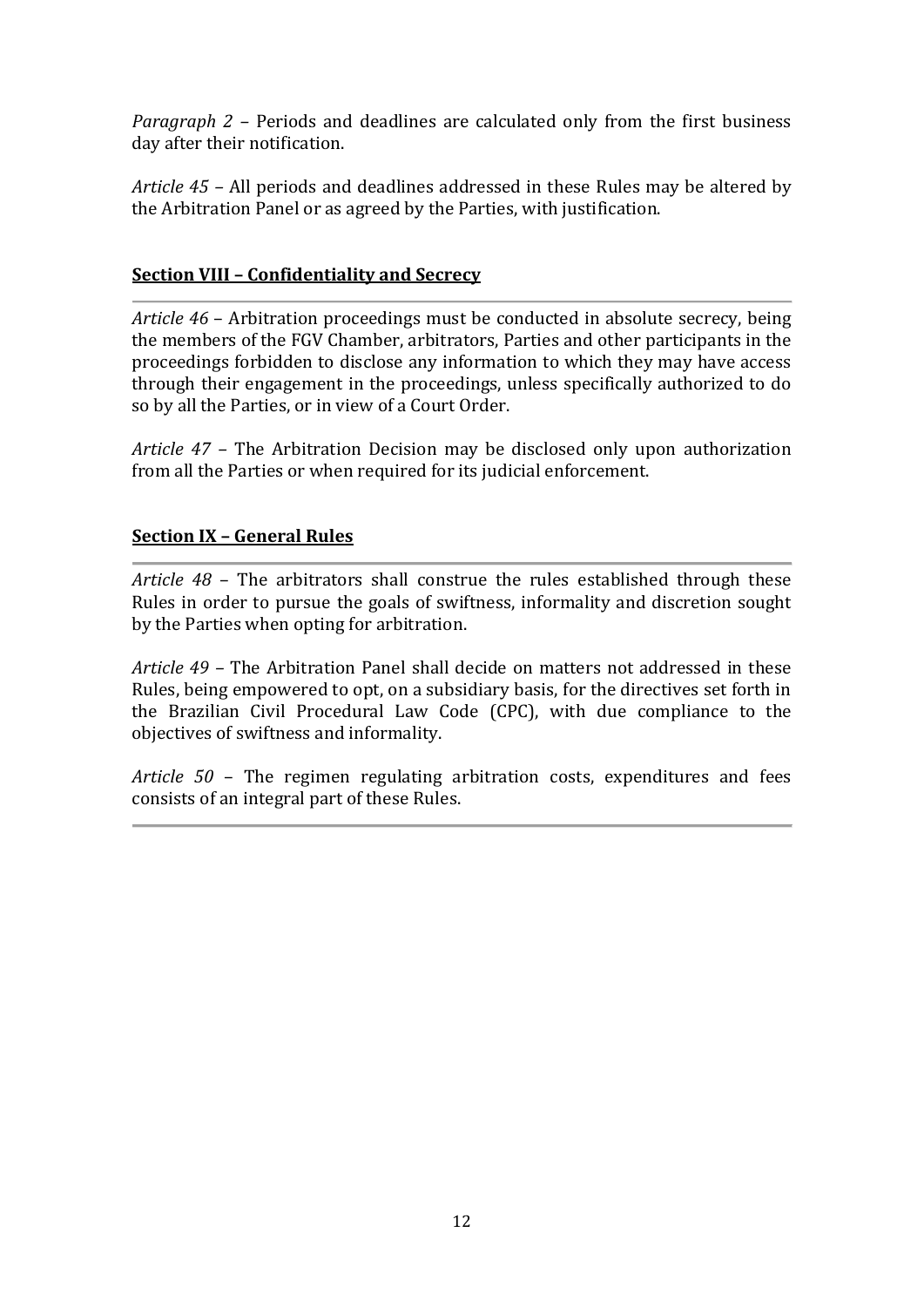*Paragraph 2* – Periods and deadlines are calculated only from the first business day after their notification.

*Article 45* – All periods and deadlines addressed in these Rules may be altered by the Arbitration Panel or as agreed by the Parties, with justification.

## **Section VIII – Confidentiality and Secrecy**

*Article 46* – Arbitration proceedings must be conducted in absolute secrecy, being the members of the FGV Chamber, arbitrators, Parties and other participants in the proceedings forbidden to disclose any information to which they may have access through their engagement in the proceedings, unless specifically authorized to do so by all the Parties, or in view of a Court Order.

*Article 47* – The Arbitration Decision may be disclosed only upon authorization from all the Parties or when required for its judicial enforcement.

## **Section IX – General Rules**

*Article 48* – The arbitrators shall construe the rules established through these Rules in order to pursue the goals of swiftness, informality and discretion sought by the Parties when opting for arbitration.

*Article 49* – The Arbitration Panel shall decide on matters not addressed in these Rules, being empowered to opt, on a subsidiary basis, for the directives set forth in the Brazilian Civil Procedural Law Code (CPC), with due compliance to the objectives of swiftness and informality.

*Article 50* – The regimen regulating arbitration costs, expenditures and fees consists of an integral part of these Rules.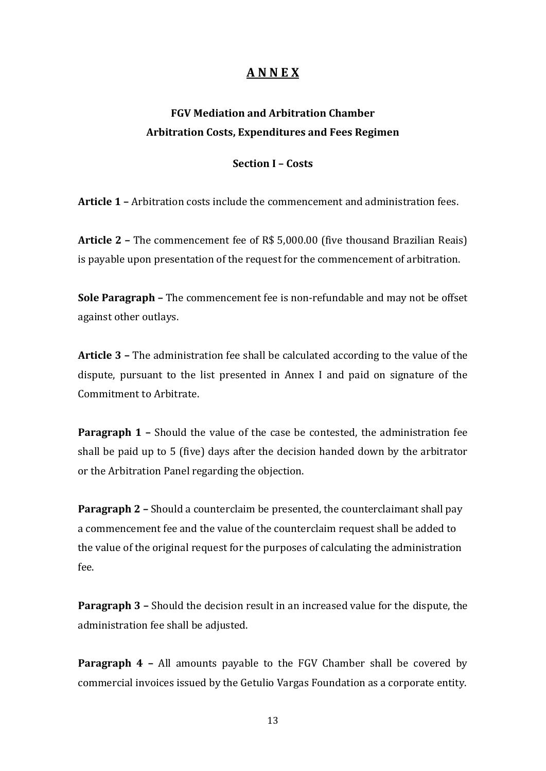# A N N E X

## FGV Mediation and Arbitration Chamber
## Arbitration Costs, Expenditures and Fees Regimen

### Section I – Costs

**Article 1 –** Arbitration costs include the commencement and administration fees.

**Article 2 –** The commencement fee of R$ 5,000.00 (five thousand Brazilian Reais) is payable upon presentation of the request for the commencement of arbitration.

**Sole Paragraph –** The commencement fee is non-refundable and may not be offset against other outlays.

**Article 3 –** The administration fee shall be calculated according to the value of the dispute, pursuant to the list presented in Annex I and paid on signature of the Commitment to Arbitrate.

**Paragraph 1 –** Should the value of the case be contested, the administration fee shall be paid up to 5 (five) days after the decision handed down by the arbitrator or the Arbitration Panel regarding the objection.

**Paragraph 2 –** Should a counterclaim be presented, the counterclaimant shall pay a commencement fee and the value of the counterclaim request shall be added to the value of the original request for the purposes of calculating the administration fee.

**Paragraph 3 –** Should the decision result in an increased value for the dispute, the administration fee shall be adjusted.

**Paragraph 4 –** All amounts payable to the FGV Chamber shall be covered by commercial invoices issued by the Getulio Vargas Foundation as a corporate entity.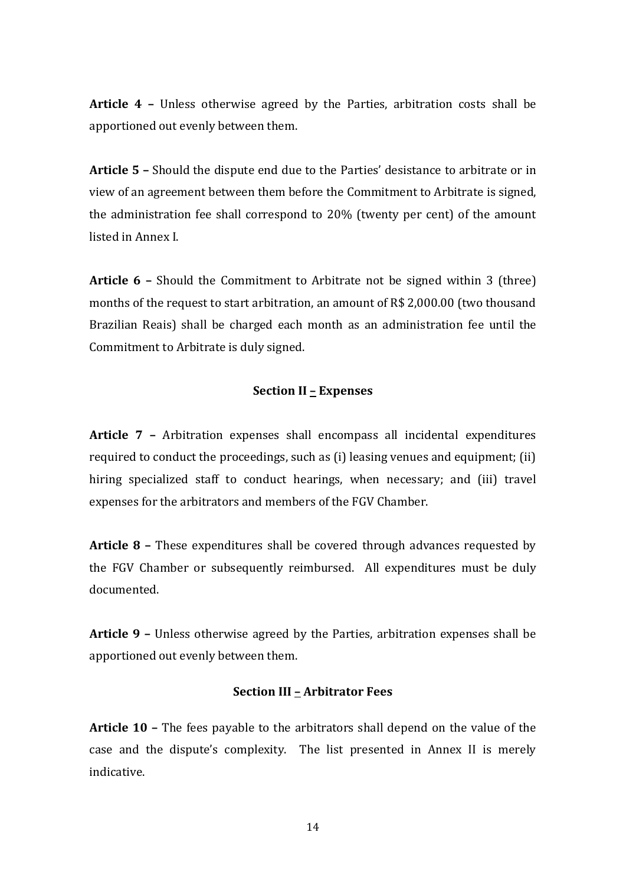**Article 4 –** Unless otherwise agreed by the Parties, arbitration costs shall be apportioned out evenly between them.

**Article 5 –** Should the dispute end due to the Parties' desistance to arbitrate or in view of an agreement between them before the Commitment to Arbitrate is signed, the administration fee shall correspond to 20% (twenty per cent) of the amount listed in Annex I.

**Article 6 –** Should the Commitment to Arbitrate not be signed within 3 (three) months of the request to start arbitration, an amount of R$ 2,000.00 (two thousand Brazilian Reais) shall be charged each month as an administration fee until the Commitment to Arbitrate is duly signed.

### Section II – Expenses

**Article 7 –** Arbitration expenses shall encompass all incidental expenditures required to conduct the proceedings, such as (i) leasing venues and equipment; (ii) hiring specialized staff to conduct hearings, when necessary; and (iii) travel expenses for the arbitrators and members of the FGV Chamber.

**Article 8 –** These expenditures shall be covered through advances requested by the FGV Chamber or subsequently reimbursed. All expenditures must be duly documented.

**Article 9 –** Unless otherwise agreed by the Parties, arbitration expenses shall be apportioned out evenly between them.

### Section III – Arbitrator Fees

**Article 10 –** The fees payable to the arbitrators shall depend on the value of the case and the dispute's complexity. The list presented in Annex II is merely indicative.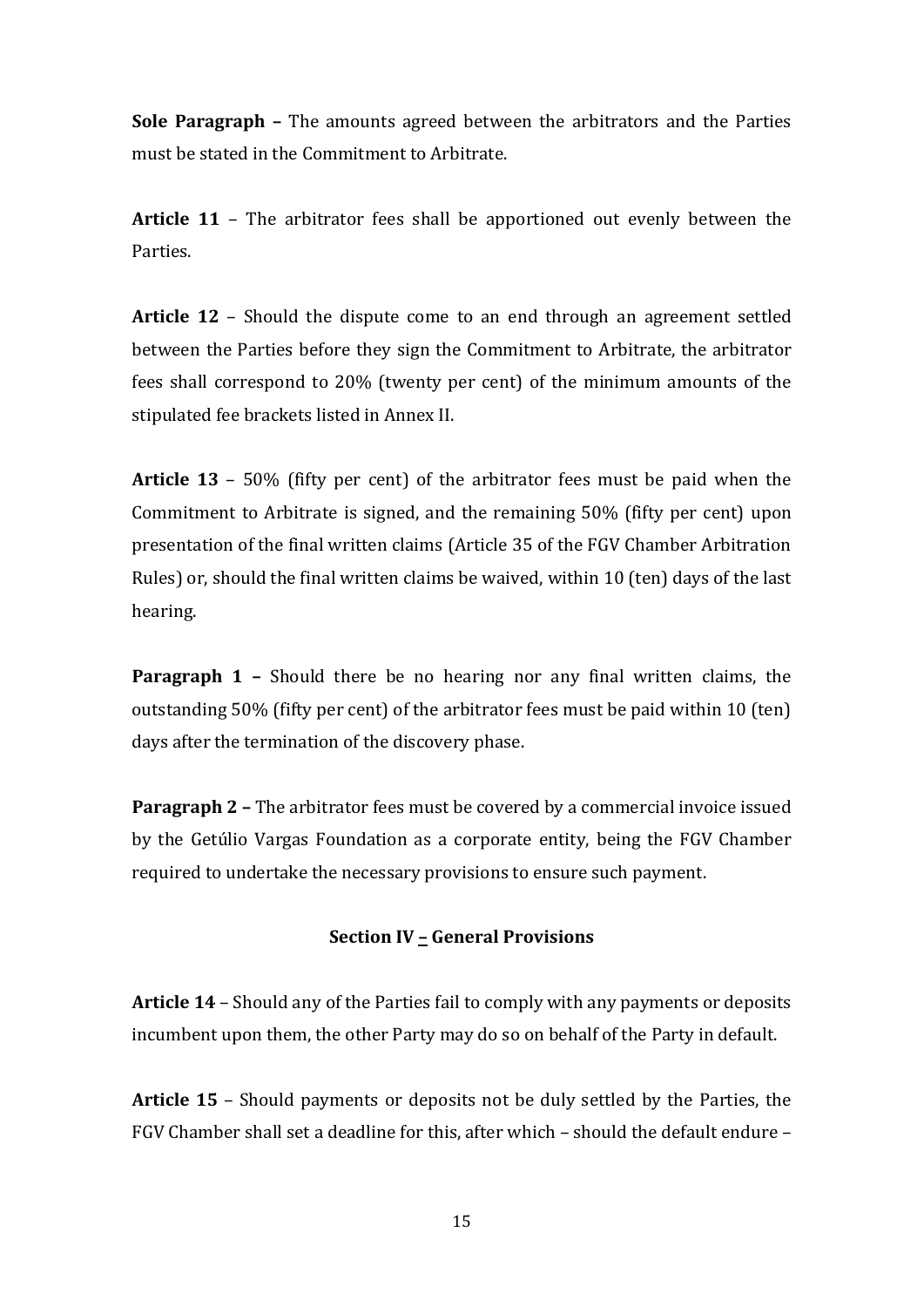**Sole Paragraph –** The amounts agreed between the arbitrators and the Parties must be stated in the Commitment to Arbitrate.

**Article 11** – The arbitrator fees shall be apportioned out evenly between the Parties.

**Article 12** – Should the dispute come to an end through an agreement settled between the Parties before they sign the Commitment to Arbitrate, the arbitrator fees shall correspond to 20% (twenty per cent) of the minimum amounts of the stipulated fee brackets listed in Annex II.

**Article 13** – 50% (fifty per cent) of the arbitrator fees must be paid when the Commitment to Arbitrate is signed, and the remaining 50% (fifty per cent) upon presentation of the final written claims (Article 35 of the FGV Chamber Arbitration Rules) or, should the final written claims be waived, within 10 (ten) days of the last hearing.

**Paragraph 1 –** Should there be no hearing nor any final written claims, the outstanding 50% (fifty per cent) of the arbitrator fees must be paid within 10 (ten) days after the termination of the discovery phase.

**Paragraph 2 –** The arbitrator fees must be covered by a commercial invoice issued by the Getúlio Vargas Foundation as a corporate entity, being the FGV Chamber required to undertake the necessary provisions to ensure such payment.

### Section IV – General Provisions

**Article 14** – Should any of the Parties fail to comply with any payments or deposits incumbent upon them, the other Party may do so on behalf of the Party in default.

**Article 15** – Should payments or deposits not be duly settled by the Parties, the FGV Chamber shall set a deadline for this, after which – should the default endure –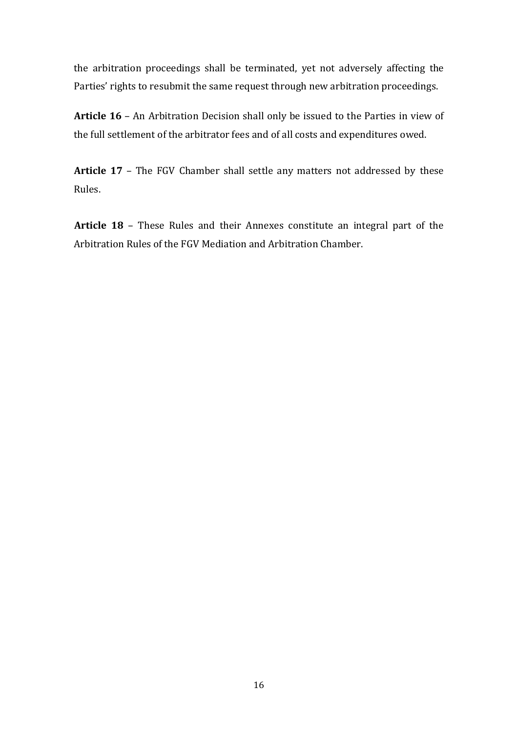the arbitration proceedings shall be terminated, yet not adversely affecting the Parties' rights to resubmit the same request through new arbitration proceedings.

**Article 16** – An Arbitration Decision shall only be issued to the Parties in view of the full settlement of the arbitrator fees and of all costs and expenditures owed.

**Article 17** – The FGV Chamber shall settle any matters not addressed by these Rules.

**Article 18** – These Rules and their Annexes constitute an integral part of the Arbitration Rules of the FGV Mediation and Arbitration Chamber.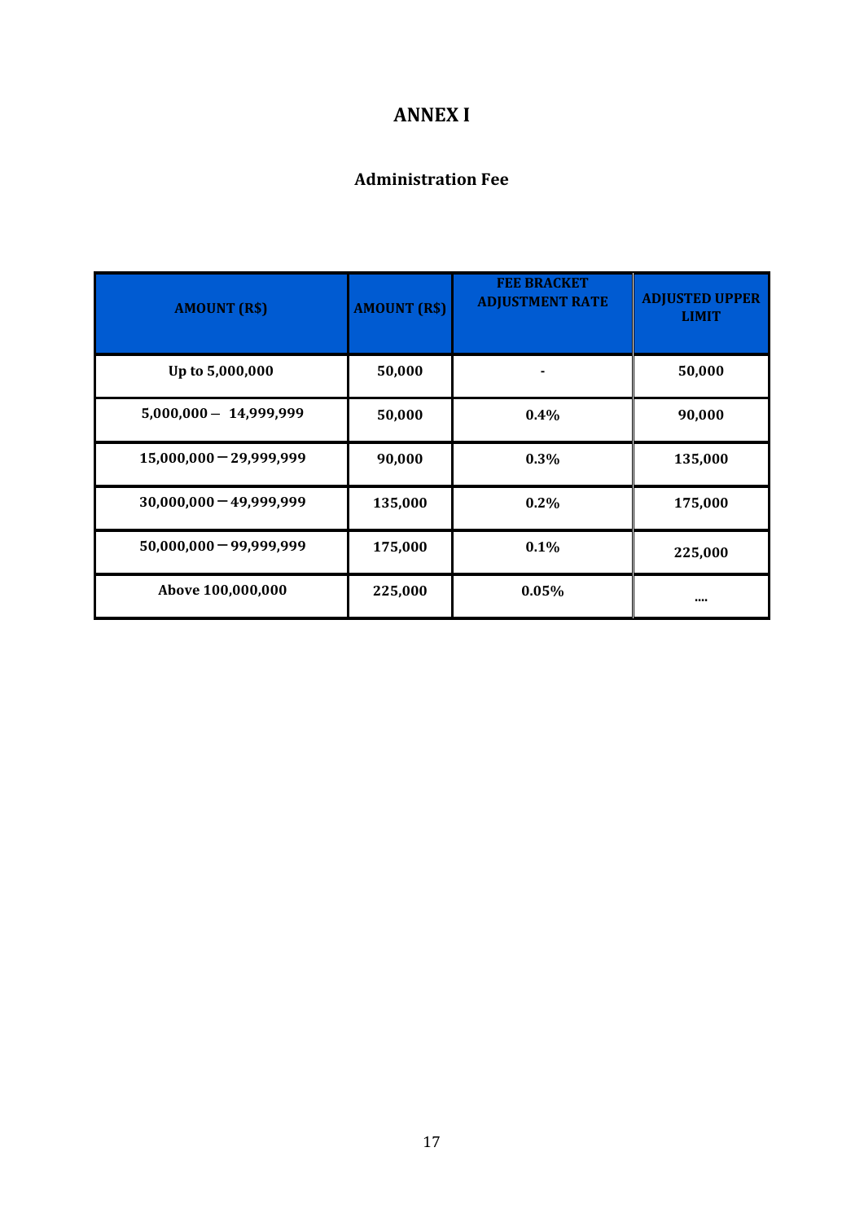# ANNEX I

## Administration Fee

| AMOUNT (R$) | AMOUNT (R$) | FEE BRACKET ADJUSTMENT RATE | ADJUSTED UPPER LIMIT |
|---|---|---|---|
| Up to 5,000,000 | 50,000 | - | 50,000 |
| 5,000,000 – 14,999,999 | 50,000 | 0.4% | 90,000 |
| 15,000,000 – 29,999,999 | 90,000 | 0.3% | 135,000 |
| 30,000,000 – 49,999,999 | 135,000 | 0.2% | 175,000 |
| 50,000,000 – 99,999,999 | 175,000 | 0.1% | 225,000 |
| Above 100,000,000 | 225,000 | 0.05% | .... |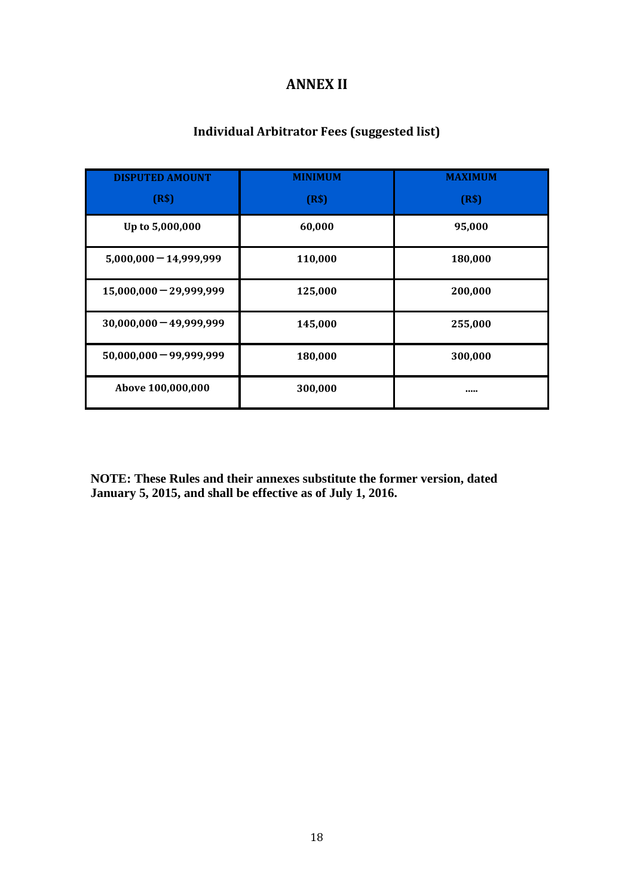# ANNEX II

## Individual Arbitrator Fees (suggested list)

| DISPUTED AMOUNT (R$) | MINIMUM (R$) | MAXIMUM (R$) |
|---|---|---|
| Up to 5,000,000 | 60,000 | 95,000 |
| 5,000,000 – 14,999,999 | 110,000 | 180,000 |
| 15,000,000 – 29,999,999 | 125,000 | 200,000 |
| 30,000,000 – 49,999,999 | 145,000 | 255,000 |
| 50,000,000 – 99,999,999 | 180,000 | 300,000 |
| Above 100,000,000 | 300,000 | ..... |

**NOTE: These Rules and their annexes substitute the former version, dated January 5, 2015, and shall be effective as of July 1, 2016.**